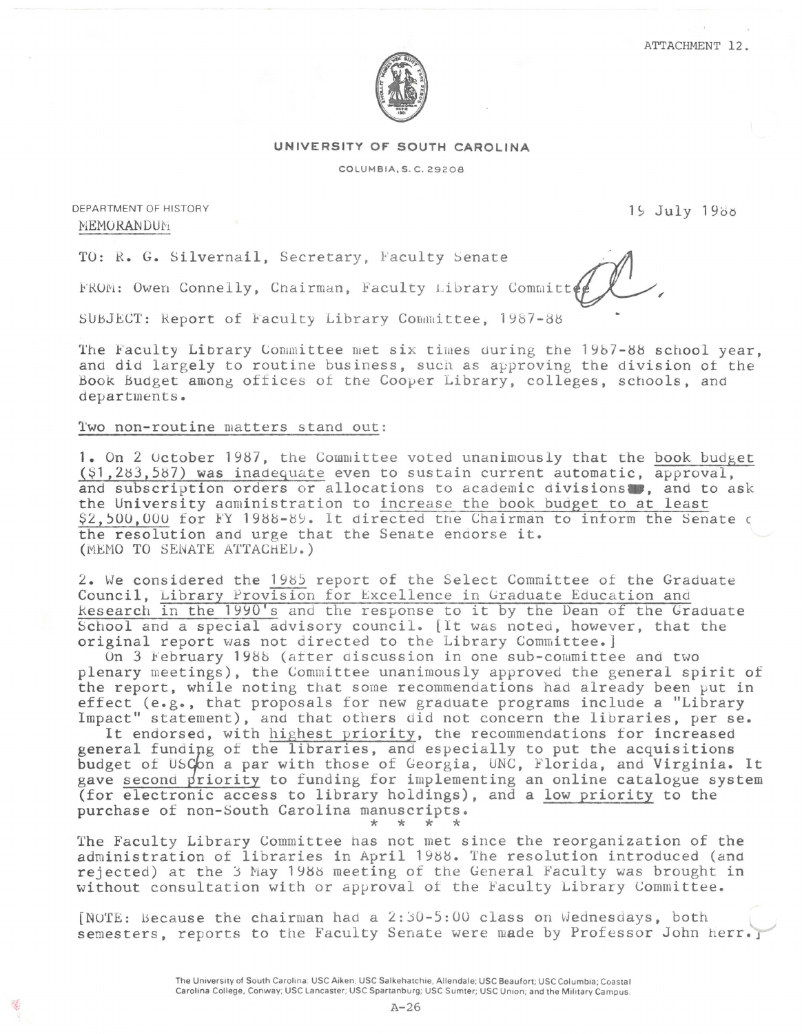ATTACHMENT 12.

**UNIVERSITY OF SOUTH CAROLINA**

COLUMBIA, S. C. 29208

DEPARTMENT OF HISTORY

19 July 1988

MEMORANDUM

TO: R. G. Silvernail, Secretary, Faculty Senate

FROM: Owen Connelly, Chairman, Faculty Library Committee

SUBJECT: Report of Faculty Library Committee, 1987-88

The Faculty Library Committee met six times during the 1987-88 school year, and did largely to routine business, such as approving the division of the Book Budget among offices of the Cooper Library, colleges, schools, and departments.

Two non-routine matters stand out:

1. On 2 October 1987, the Committee voted unanimously that the book budget ($1,283,587) was inadequate even to sustain current automatic, approval, and subscription orders or allocations to academic divisions, and to ask the University administration to increase the book budget to at least $2,500,000 for FY 1988-89. It directed the Chairman to inform the Senate of the resolution and urge that the Senate endorse it. (MEMO TO SENATE ATTACHED.)

2. We considered the 1985 report of the Select Committee of the Graduate Council, Library Provision for Excellence in Graduate Education and Research in the 1990's and the response to it by the Dean of the Graduate School and a special advisory council. [It was noted, however, that the original report was not directed to the Library Committee.]

On 3 February 1988 (after discussion in one sub-committee and two plenary meetings), the Committee unanimously approved the general spirit of the report, while noting that some recommendations had already been put in effect (e.g., that proposals for new graduate programs include a "Library Impact" statement), and that others did not concern the libraries, per se.

It endorsed, with highest priority, the recommendations for increased general funding of the libraries, and especially to put the acquisitions budget of USC on a par with those of Georgia, UNC, Florida, and Virginia. It gave second priority to funding for implementing an online catalogue system (for electronic access to library holdings), and a low priority to the purchase of non-South Carolina manuscripts.

\* \* \* \*

The Faculty Library Committee has not met since the reorganization of the administration of libraries in April 1988. The resolution introduced (and rejected) at the 3 May 1988 meeting of the General Faculty was brought in without consultation with or approval of the Faculty Library Committee.

[NOTE: Because the chairman had a 2:30-5:00 class on Wednesdays, both semesters, reports to the Faculty Senate were made by Professor John Herr.]

The University of South Carolina: USC Aiken; USC Salkehatchie, Allendale; USC Beaufort; USC Columbia; Coastal Carolina College, Conway; USC Lancaster; USC Spartanburg; USC Sumter; USC Union; and the Military Campus.

A-26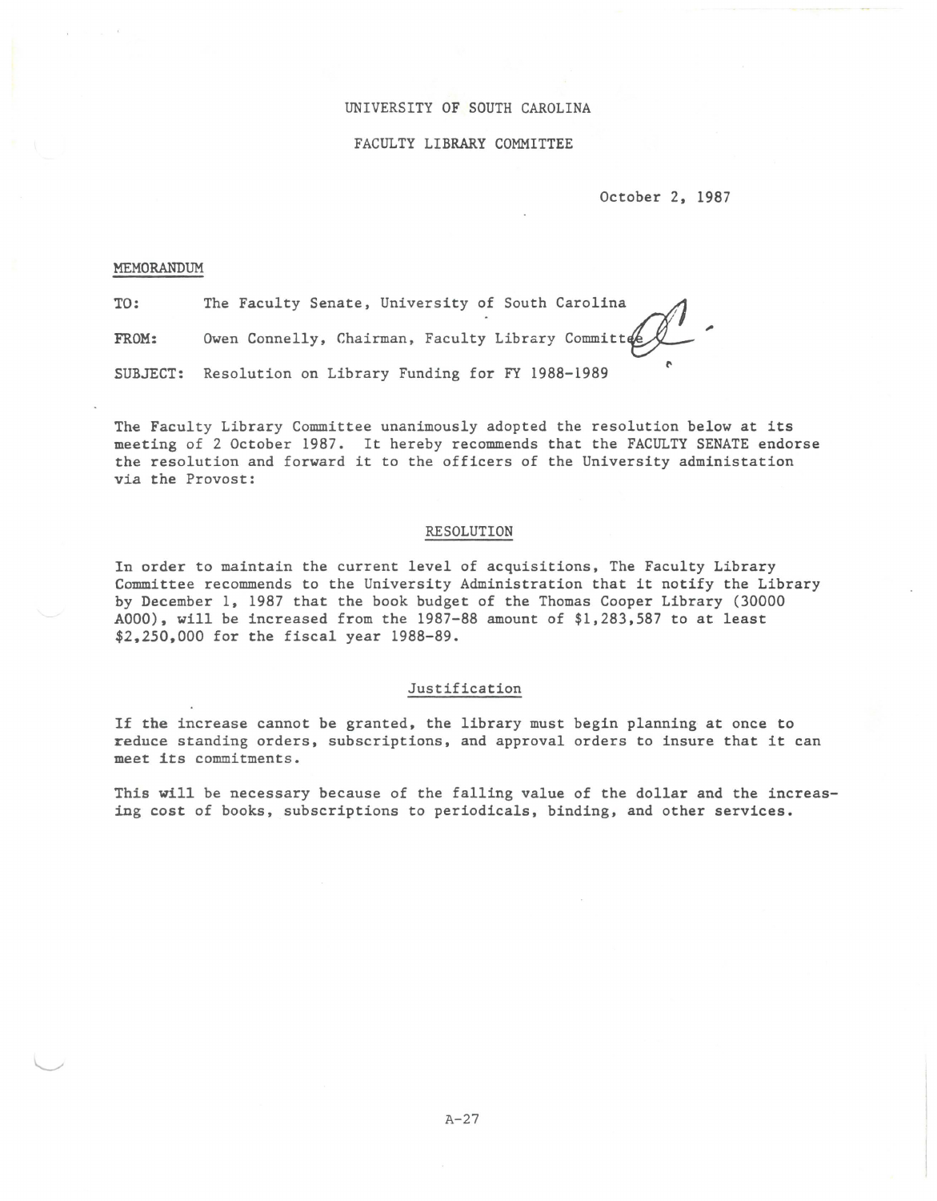UNIVERSITY OF SOUTH CAROLINA

FACULTY LIBRARY COMMITTEE

October 2, 1987

MEMORANDUM

TO: The Faculty Senate, University of South Carolina

FROM: Owen Connelly, Chairman, Faculty Library Committee

SUBJECT: Resolution on Library Funding for FY 1988-1989

The Faculty Library Committee unanimously adopted the resolution below at its meeting of 2 October 1987. It hereby recommends that the FACULTY SENATE endorse the resolution and forward it to the officers of the University adminisitation via the Provost:

## RESOLUTION

In order to maintain the current level of acquisitions, The Faculty Library Committee recommends to the University Administration that it notify the Library by December 1, 1987 that the book budget of the Thomas Cooper Library (30000 A000), will be increased from the 1987-88 amount of $1,283,587 to at least $2,250,000 for the fiscal year 1988-89.

## Justification

If the increase cannot be granted, the library must begin planning at once to reduce standing orders, subscriptions, and approval orders to insure that it can meet its commitments.

This will be necessary because of the falling value of the dollar and the increasing cost of books, subscriptions to periodicals, binding, and other services.